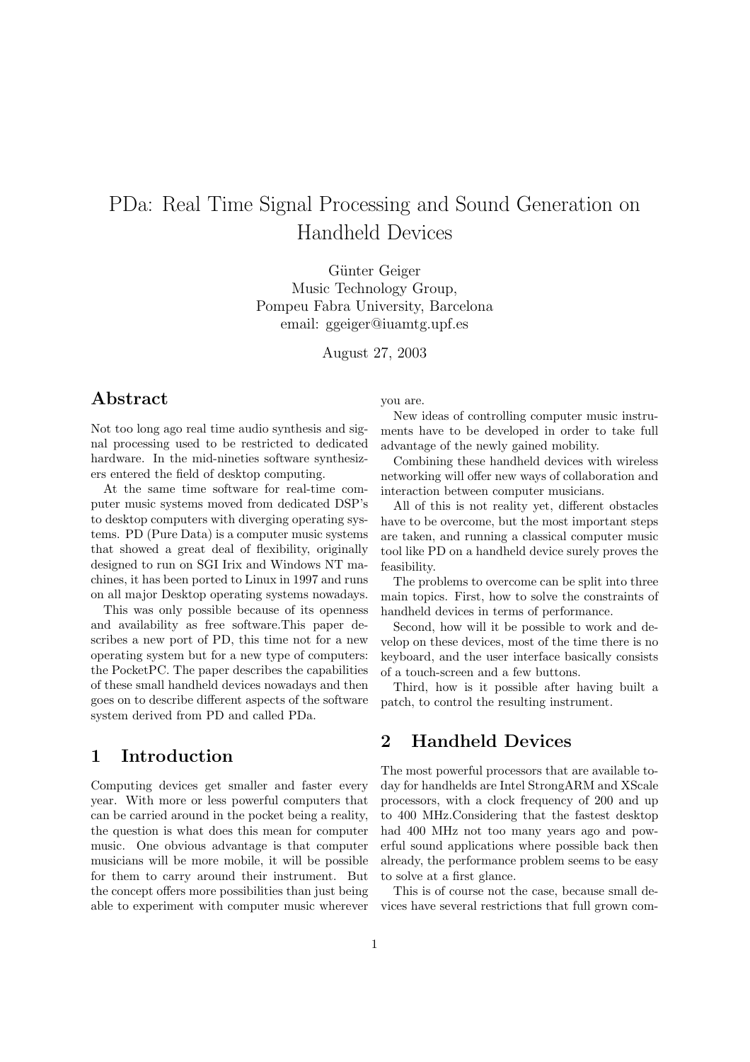# PDa: Real Time Signal Processing and Sound Generation on Handheld Devices

Günter Geiger
Music Technology Group,
Pompeu Fabra University, Barcelona
email: ggeiger@iuamtg.upf.es

August 27, 2003

## Abstract

Not too long ago real time audio synthesis and signal processing used to be restricted to dedicated hardware. In the mid-nineties software synthesizers entered the field of desktop computing.

At the same time software for real-time computer music systems moved from dedicated DSP's to desktop computers with diverging operating systems. PD (Pure Data) is a computer music systems that showed a great deal of flexibility, originally designed to run on SGI Irix and Windows NT machines, it has been ported to Linux in 1997 and runs on all major Desktop operating systems nowadays.

This was only possible because of its openness and availability as free software.This paper describes a new port of PD, this time not for a new operating system but for a new type of computers: the PocketPC. The paper describes the capabilities of these small handheld devices nowadays and then goes on to describe different aspects of the software system derived from PD and called PDa.

## 1 Introduction

Computing devices get smaller and faster every year. With more or less powerful computers that can be carried around in the pocket being a reality, the question is what does this mean for computer music. One obvious advantage is that computer musicians will be more mobile, it will be possible for them to carry around their instrument. But the concept offers more possibilities than just being able to experiment with computer music wherever you are.

New ideas of controlling computer music instruments have to be developed in order to take full advantage of the newly gained mobility.

Combining these handheld devices with wireless networking will offer new ways of collaboration and interaction between computer musicians.

All of this is not reality yet, different obstacles have to be overcome, but the most important steps are taken, and running a classical computer music tool like PD on a handheld device surely proves the feasibility.

The problems to overcome can be split into three main topics. First, how to solve the constraints of handheld devices in terms of performance.

Second, how will it be possible to work and develop on these devices, most of the time there is no keyboard, and the user interface basically consists of a touch-screen and a few buttons.

Third, how is it possible after having built a patch, to control the resulting instrument.

## 2 Handheld Devices

The most powerful processors that are available today for handhelds are Intel StrongARM and XScale processors, with a clock frequency of 200 and up to 400 MHz.Considering that the fastest desktop had 400 MHz not too many years ago and powerful sound applications where possible back then already, the performance problem seems to be easy to solve at a first glance.

This is of course not the case, because small devices have several restrictions that full grown com-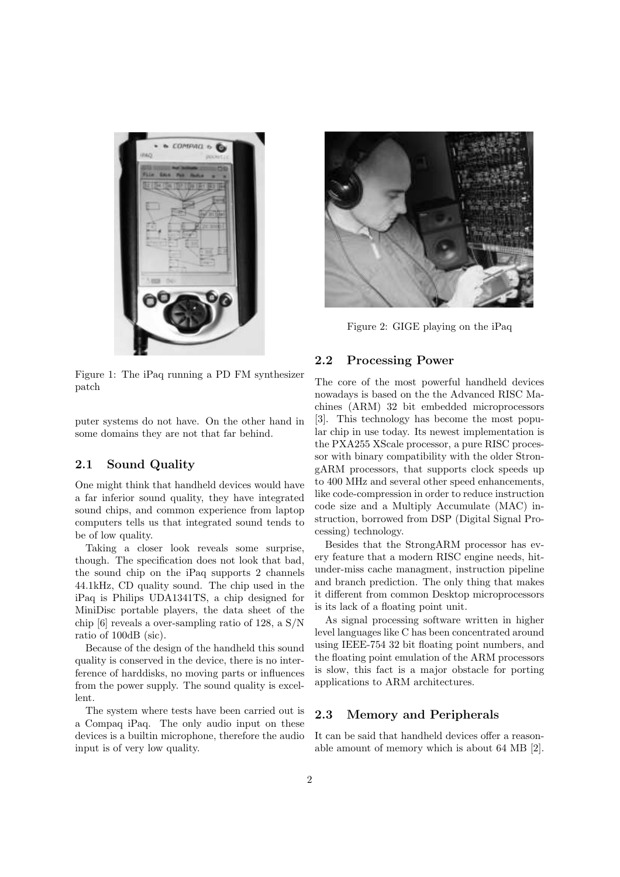Figure 1: The iPaq running a PD FM synthesizer patch

puter systems do not have. On the other hand in some domains they are not that far behind.

### 2.1 Sound Quality

One might think that handheld devices would have a far inferior sound quality, they have integrated sound chips, and common experience from laptop computers tells us that integrated sound tends to be of low quality.

Taking a closer look reveals some surprise, though. The specification does not look that bad, the sound chip on the iPaq supports 2 channels 44.1kHz, CD quality sound. The chip used in the iPaq is Philips UDA1341TS, a chip designed for MiniDisc portable players, the data sheet of the chip [6] reveals a over-sampling ratio of 128, a S/N ratio of 100dB (sic).

Because of the design of the handheld this sound quality is conserved in the device, there is no interference of harddisks, no moving parts or influences from the power supply. The sound quality is excellent.

The system where tests have been carried out is a Compaq iPaq. The only audio input on these devices is a builtin microphone, therefore the audio input is of very low quality.

Figure 2: GIGE playing on the iPaq

### 2.2 Processing Power

The core of the most powerful handheld devices nowadays is based on the the Advanced RISC Machines (ARM) 32 bit embedded microprocessors [3]. This technology has become the most popular chip in use today. Its newest implementation is the PXA255 XScale processor, a pure RISC processor with binary compatibility with the older StrongARM processors, that supports clock speeds up to 400 MHz and several other speed enhancements, like code-compression in order to reduce instruction code size and a Multiply Accumulate (MAC) instruction, borrowed from DSP (Digital Signal Processing) technology.

Besides that the StrongARM processor has every feature that a modern RISC engine needs, hit-under-miss cache managment, instruction pipeline and branch prediction. The only thing that makes it different from common Desktop microprocessors is its lack of a floating point unit.

As signal processing software written in higher level languages like C has been concentrated around using IEEE-754 32 bit floating point numbers, and the floating point emulation of the ARM processors is slow, this fact is a major obstacle for porting applications to ARM architectures.

### 2.3 Memory and Peripherals

It can be said that handheld devices offer a reasonable amount of memory which is about 64 MB [2].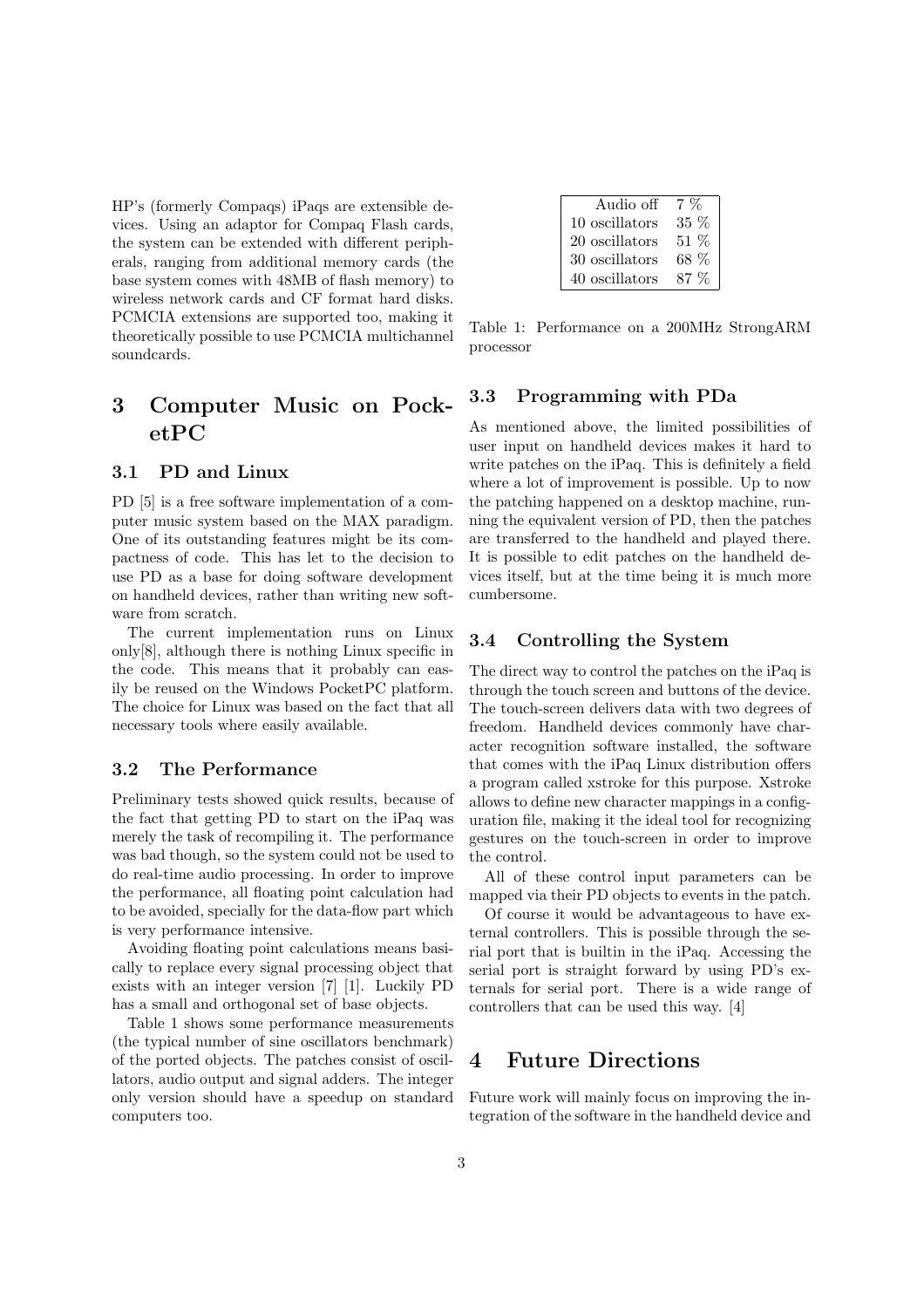HP's (formerly Compaqs) iPaqs are extensible devices. Using an adaptor for Compaq Flash cards, the system can be extended with different peripherals, ranging from additional memory cards (the base system comes with 48MB of flash memory) to wireless network cards and CF format hard disks. PCMCIA extensions are supported too, making it theoretically possible to use PCMCIA multichannel soundcards.

# 3 Computer Music on PocketPC

## 3.1 PD and Linux

PD [5] is a free software implementation of a computer music system based on the MAX paradigm. One of its outstanding features might be its compactness of code. This has let to the decision to use PD as a base for doing software development on handheld devices, rather than writing new software from scratch.

The current implementation runs on Linux only[8], although there is nothing Linux specific in the code. This means that it probably can easily be reused on the Windows PocketPC platform. The choice for Linux was based on the fact that all necessary tools where easily available.

## 3.2 The Performance

Preliminary tests showed quick results, because of the fact that getting PD to start on the iPaq was merely the task of recompiling it. The performance was bad though, so the system could not be used to do real-time audio processing. In order to improve the performance, all floating point calculation had to be avoided, specially for the data-flow part which is very performance intensive.

Avoiding floating point calculations means basically to replace every signal processing object that exists with an integer version [7] [1]. Luckily PD has a small and orthogonal set of base objects.

Table 1 shows some performance measurements (the typical number of sine oscillators benchmark) of the ported objects. The patches consist of oscillators, audio output and signal adders. The integer only version should have a speedup on standard computers too.

| | |
|---|---|
| Audio off | 7 % |
| 10 oscillators | 35 % |
| 20 oscillators | 51 % |
| 30 oscillators | 68 % |
| 40 oscillators | 87 % |

Table 1: Performance on a 200MHz StrongARM processor

## 3.3 Programming with PDa

As mentioned above, the limited possibilities of user input on handheld devices makes it hard to write patches on the iPaq. This is definitely a field where a lot of improvement is possible. Up to now the patching happened on a desktop machine, running the equivalent version of PD, then the patches are transferred to the handheld and played there. It is possible to edit patches on the handheld devices itself, but at the time being it is much more cumbersome.

## 3.4 Controlling the System

The direct way to control the patches on the iPaq is through the touch screen and buttons of the device. The touch-screen delivers data with two degrees of freedom. Handheld devices commonly have character recognition software installed, the software that comes with the iPaq Linux distribution offers a program called xstroke for this purpose. Xstroke allows to define new character mappings in a configuration file, making it the ideal tool for recognizing gestures on the touch-screen in order to improve the control.

All of these control input parameters can be mapped via their PD objects to events in the patch.

Of course it would be advantageous to have external controllers. This is possible through the serial port that is builtin in the iPaq. Accessing the serial port is straight forward by using PD's externals for serial port. There is a wide range of controllers that can be used this way. [4]

# 4 Future Directions

Future work will mainly focus on improving the integration of the software in the handheld device and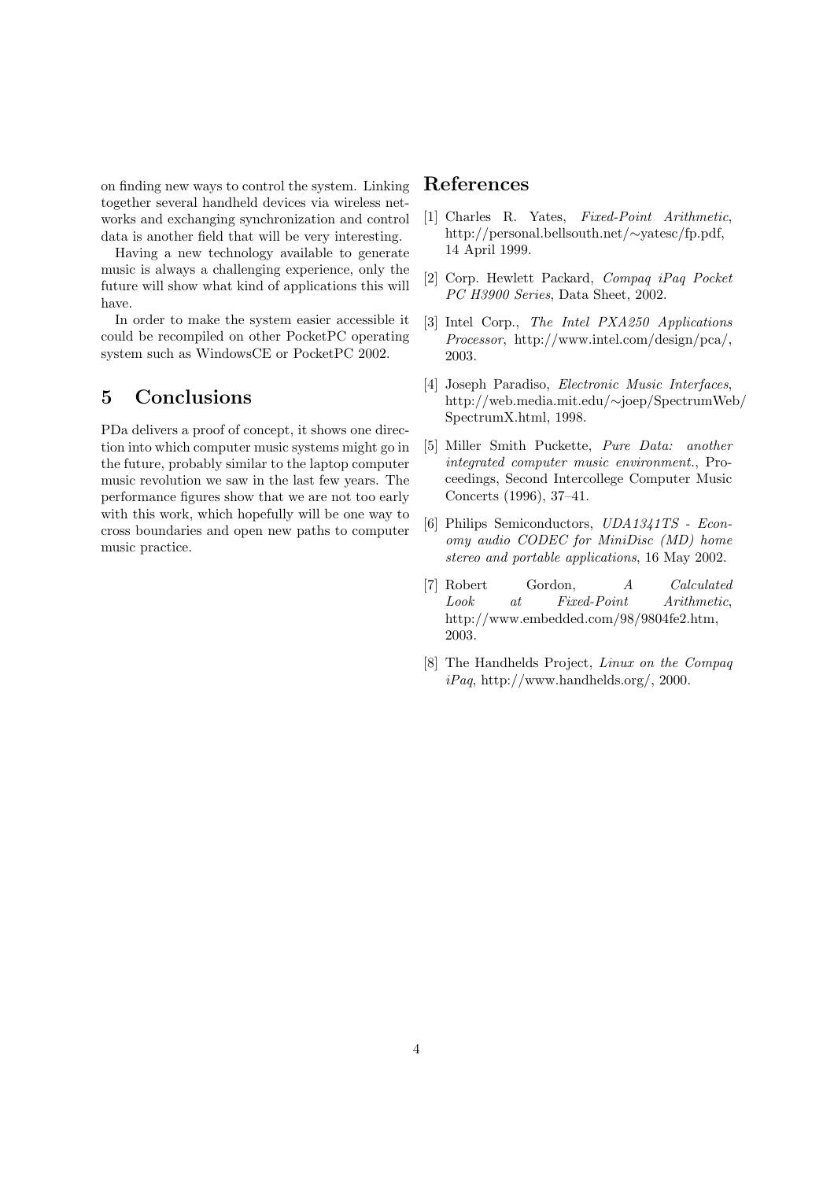on finding new ways to control the system. Linking together several handheld devices via wireless networks and exchanging synchronization and control data is another field that will be very interesting.

Having a new technology available to generate music is always a challenging experience, only the future will show what kind of applications this will have.

In order to make the system easier accessible it could be recompiled on other PocketPC operating system such as WindowsCE or PocketPC 2002.

## 5 Conclusions

PDa delivers a proof of concept, it shows one direction into which computer music systems might go in the future, probably similar to the laptop computer music revolution we saw in the last few years. The performance figures show that we are not too early with this work, which hopefully will be one way to cross boundaries and open new paths to computer music practice.

## References

[1] Charles R. Yates, *Fixed-Point Arithmetic*, http://personal.bellsouth.net/∼yatesc/fp.pdf, 14 April 1999.

[2] Corp. Hewlett Packard, *Compaq iPaq Pocket PC H3900 Series*, Data Sheet, 2002.

[3] Intel Corp., *The Intel PXA250 Applications Processor*, http://www.intel.com/design/pca/, 2003.

[4] Joseph Paradiso, *Electronic Music Interfaces*, http://web.media.mit.edu/∼joep/SpectrumWeb/SpectrumX.html, 1998.

[5] Miller Smith Puckette, *Pure Data: another integrated computer music environment.*, Proceedings, Second Intercollege Computer Music Concerts (1996), 37–41.

[6] Philips Semiconductors, *UDA1341TS - Economy audio CODEC for MiniDisc (MD) home stereo and portable applications*, 16 May 2002.

[7] Robert Gordon, *A Calculated Look at Fixed-Point Arithmetic*, http://www.embedded.com/98/9804fe2.htm, 2003.

[8] The Handhelds Project, *Linux on the Compaq iPaq*, http://www.handhelds.org/, 2000.